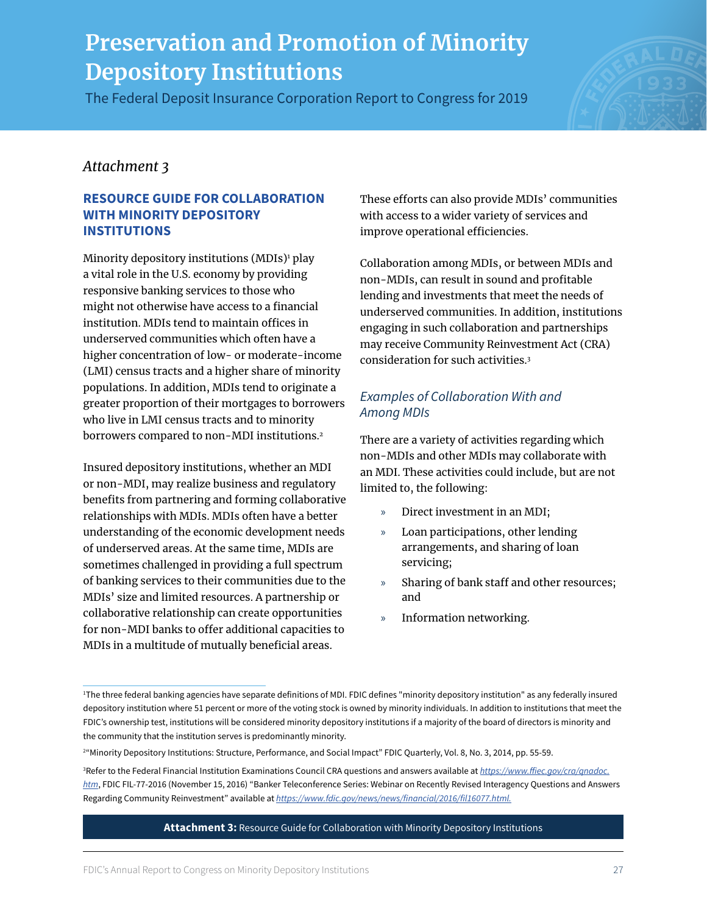# Preservation and Promotion of Minority Depository Institutions

The Federal Deposit Insurance Corporation Report to Congress for 2019

*Attachment 3*

## RESOURCE GUIDE FOR COLLABORATION WITH MINORITY DEPOSITORY INSTITUTIONS

Minority depository institutions (MDIs)[1] play a vital role in the U.S. economy by providing responsive banking services to those who might not otherwise have access to a financial institution. MDIs tend to maintain offices in underserved communities which often have a higher concentration of low- or moderate-income (LMI) census tracts and a higher share of minority populations. In addition, MDIs tend to originate a greater proportion of their mortgages to borrowers who live in LMI census tracts and to minority borrowers compared to non-MDI institutions.[2]

Insured depository institutions, whether an MDI or non-MDI, may realize business and regulatory benefits from partnering and forming collaborative relationships with MDIs. MDIs often have a better understanding of the economic development needs of underserved areas. At the same time, MDIs are sometimes challenged in providing a full spectrum of banking services to their communities due to the MDIs' size and limited resources. A partnership or collaborative relationship can create opportunities for non-MDI banks to offer additional capacities to MDIs in a multitude of mutually beneficial areas. These efforts can also provide MDIs' communities with access to a wider variety of services and improve operational efficiencies.

Collaboration among MDIs, or between MDIs and non-MDIs, can result in sound and profitable lending and investments that meet the needs of underserved communities. In addition, institutions engaging in such collaboration and partnerships may receive Community Reinvestment Act (CRA) consideration for such activities.[3]

### *Examples of Collaboration With and Among MDIs*

There are a variety of activities regarding which non-MDIs and other MDIs may collaborate with an MDI. These activities could include, but are not limited to, the following:

- Direct investment in an MDI;
- Loan participations, other lending arrangements, and sharing of loan servicing;
- Sharing of bank staff and other resources; and
- Information networking.

---

[1]The three federal banking agencies have separate definitions of MDI. FDIC defines "minority depository institution" as any federally insured depository institution where 51 percent or more of the voting stock is owned by minority individuals. In addition to institutions that meet the FDIC's ownership test, institutions will be considered minority depository institutions if a majority of the board of directors is minority and the community that the institution serves is predominantly minority.

[2]"Minority Depository Institutions: Structure, Performance, and Social Impact" FDIC Quarterly, Vol. 8, No. 3, 2014, pp. 55-59.

[3]Refer to the Federal Financial Institution Examinations Council CRA questions and answers available at *https://www.ffiec.gov/cra/qnadoc.htm*, FDIC FIL-77-2016 (November 15, 2016) "Banker Teleconference Series: Webinar on Recently Revised Interagency Questions and Answers Regarding Community Reinvestment" available at *https://www.fdic.gov/news/news/financial/2016/fil16077.html.*

**Attachment 3:** Resource Guide for Collaboration with Minority Depository Institutions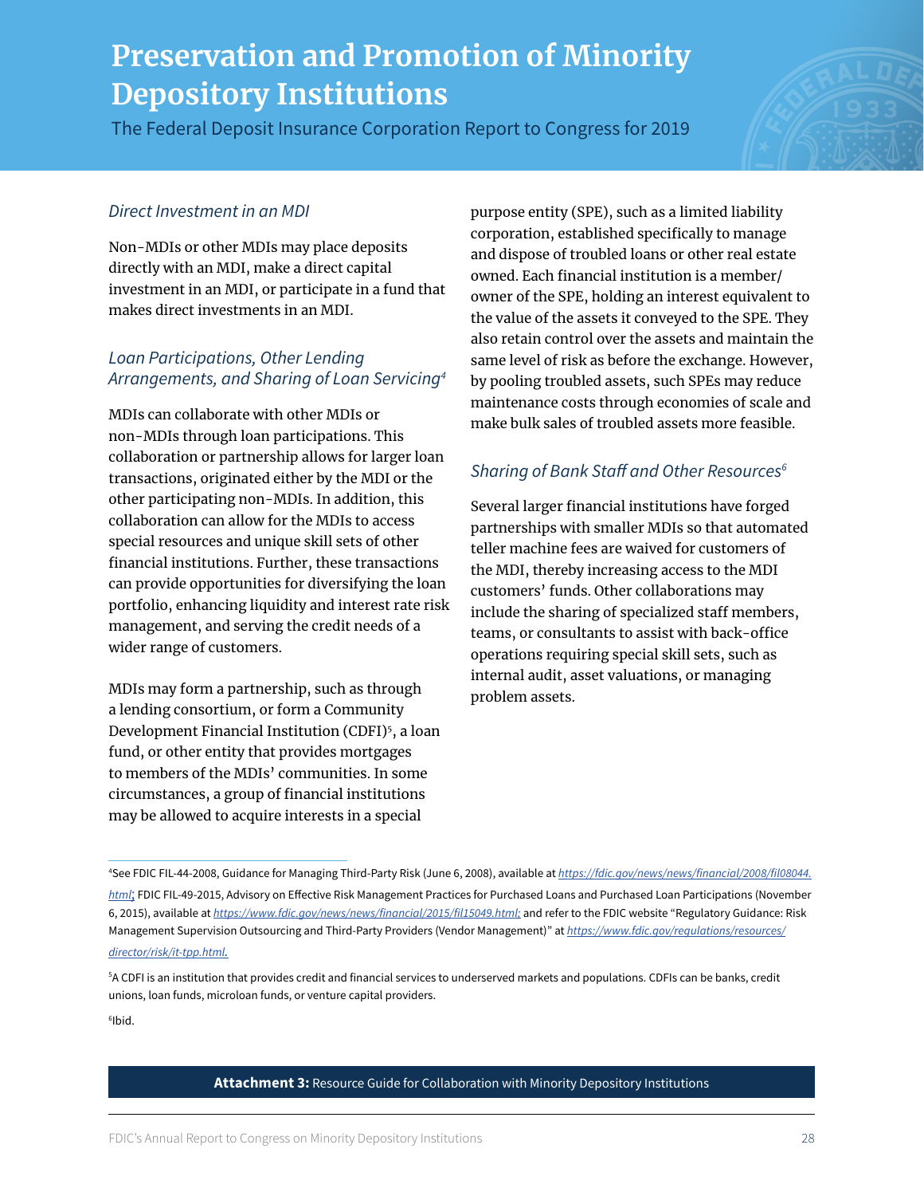### *Direct Investment in an MDI*

Non-MDIs or other MDIs may place deposits directly with an MDI, make a direct capital investment in an MDI, or participate in a fund that makes direct investments in an MDI.

### *Loan Participations, Other Lending Arrangements, and Sharing of Loan Servicing*[4]

MDIs can collaborate with other MDIs or non-MDIs through loan participations. This collaboration or partnership allows for larger loan transactions, originated either by the MDI or the other participating non-MDIs. In addition, this collaboration can allow for the MDIs to access special resources and unique skill sets of other financial institutions. Further, these transactions can provide opportunities for diversifying the loan portfolio, enhancing liquidity and interest rate risk management, and serving the credit needs of a wider range of customers.

MDIs may form a partnership, such as through a lending consortium, or form a Community Development Financial Institution (CDFI)[5], a loan fund, or other entity that provides mortgages to members of the MDIs' communities. In some circumstances, a group of financial institutions may be allowed to acquire interests in a special purpose entity (SPE), such as a limited liability corporation, established specifically to manage and dispose of troubled loans or other real estate owned. Each financial institution is a member/owner of the SPE, holding an interest equivalent to the value of the assets it conveyed to the SPE. They also retain control over the assets and maintain the same level of risk as before the exchange. However, by pooling troubled assets, such SPEs may reduce maintenance costs through economies of scale and make bulk sales of troubled assets more feasible.

### *Sharing of Bank Staff and Other Resources*[6]

Several larger financial institutions have forged partnerships with smaller MDIs so that automated teller machine fees are waived for customers of the MDI, thereby increasing access to the MDI customers' funds. Other collaborations may include the sharing of specialized staff members, teams, or consultants to assist with back-office operations requiring special skill sets, such as internal audit, asset valuations, or managing problem assets.

---

[4]See FDIC FIL-44-2008, Guidance for Managing Third-Party Risk (June 6, 2008), available at *https://fdic.gov/news/news/financial/2008/fil08044.html*; FDIC FIL-49-2015, Advisory on Effective Risk Management Practices for Purchased Loans and Purchased Loan Participations (November 6, 2015), available at *https://www.fdic.gov/news/news/financial/2015/fil15049.html;* and refer to the FDIC website "Regulatory Guidance: Risk Management Supervision Outsourcing and Third-Party Providers (Vendor Management)" at *https://www.fdic.gov/regulations/resources/director/risk/it-tpp.html.*

[5]A CDFI is an institution that provides credit and financial services to underserved markets and populations. CDFIs can be banks, credit unions, loan funds, microloan funds, or venture capital providers.

[6]Ibid.

**Attachment 3:** Resource Guide for Collaboration with Minority Depository Institutions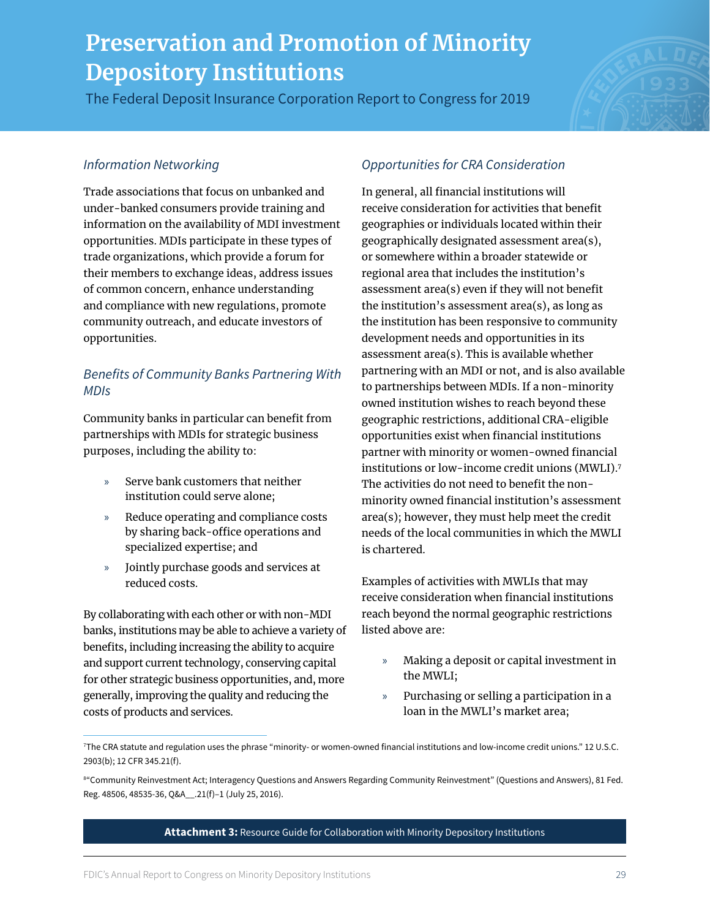### *Information Networking*

Trade associations that focus on unbanked and under-banked consumers provide training and information on the availability of MDI investment opportunities. MDIs participate in these types of trade organizations, which provide a forum for their members to exchange ideas, address issues of common concern, enhance understanding and compliance with new regulations, promote community outreach, and educate investors of opportunities.

### *Benefits of Community Banks Partnering With MDIs*

Community banks in particular can benefit from partnerships with MDIs for strategic business purposes, including the ability to:

- Serve bank customers that neither institution could serve alone;
- Reduce operating and compliance costs by sharing back-office operations and specialized expertise; and
- Jointly purchase goods and services at reduced costs.

By collaborating with each other or with non-MDI banks, institutions may be able to achieve a variety of benefits, including increasing the ability to acquire and support current technology, conserving capital for other strategic business opportunities, and, more generally, improving the quality and reducing the costs of products and services.

### *Opportunities for CRA Consideration*

In general, all financial institutions will receive consideration for activities that benefit geographies or individuals located within their geographically designated assessment area(s), or somewhere within a broader statewide or regional area that includes the institution's assessment area(s) even if they will not benefit the institution's assessment area(s), as long as the institution has been responsive to community development needs and opportunities in its assessment area(s). This is available whether partnering with an MDI or not, and is also available to partnerships between MDIs. If a non-minority owned institution wishes to reach beyond these geographic restrictions, additional CRA-eligible opportunities exist when financial institutions partner with minority or women-owned financial institutions or low-income credit unions (MWLI).[7] The activities do not need to benefit the non-minority owned financial institution's assessment area(s); however, they must help meet the credit needs of the local communities in which the MWLI is chartered.

Examples of activities with MWLIs that may receive consideration when financial institutions reach beyond the normal geographic restrictions listed above are:

- Making a deposit or capital investment in the MWLI;
- Purchasing or selling a participation in a loan in the MWLI's market area;

---

[7] The CRA statute and regulation uses the phrase "minority- or women-owned financial institutions and low-income credit unions." 12 U.S.C. 2903(b); 12 CFR 345.21(f).

[8] "Community Reinvestment Act; Interagency Questions and Answers Regarding Community Reinvestment" (Questions and Answers), 81 Fed. Reg. 48506, 48535-36, Q&A__.21(f)–1 (July 25, 2016).

**Attachment 3:** Resource Guide for Collaboration with Minority Depository Institutions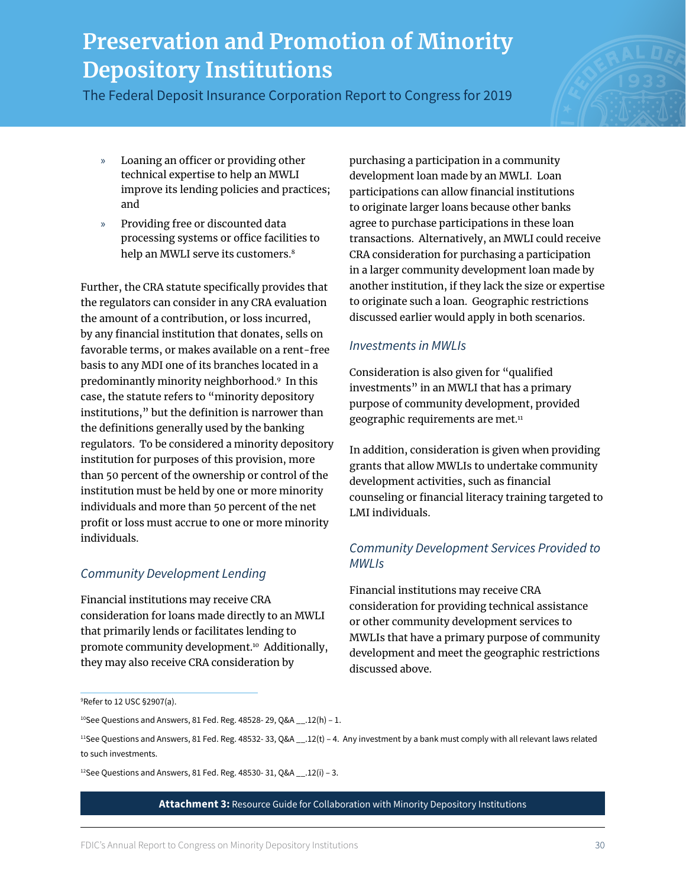- Loaning an officer or providing other technical expertise to help an MWLI improve its lending policies and practices; and
- Providing free or discounted data processing systems or office facilities to help an MWLI serve its customers.[8]

Further, the CRA statute specifically provides that the regulators can consider in any CRA evaluation the amount of a contribution, or loss incurred, by any financial institution that donates, sells on favorable terms, or makes available on a rent-free basis to any MDI one of its branches located in a predominantly minority neighborhood.[9] In this case, the statute refers to "minority depository institutions," but the definition is narrower than the definitions generally used by the banking regulators. To be considered a minority depository institution for purposes of this provision, more than 50 percent of the ownership or control of the institution must be held by one or more minority individuals and more than 50 percent of the net profit or loss must accrue to one or more minority individuals.

### *Community Development Lending*

Financial institutions may receive CRA consideration for loans made directly to an MWLI that primarily lends or facilitates lending to promote community development.[10] Additionally, they may also receive CRA consideration by purchasing a participation in a community development loan made by an MWLI. Loan participations can allow financial institutions to originate larger loans because other banks agree to purchase participations in these loan transactions. Alternatively, an MWLI could receive CRA consideration for purchasing a participation in a larger community development loan made by another institution, if they lack the size or expertise to originate such a loan. Geographic restrictions discussed earlier would apply in both scenarios.

### *Investments in MWLIs*

Consideration is also given for "qualified investments" in an MWLI that has a primary purpose of community development, provided geographic requirements are met.[11]

In addition, consideration is given when providing grants that allow MWLIs to undertake community development activities, such as financial counseling or financial literacy training targeted to LMI individuals.

### *Community Development Services Provided to MWLIs*

Financial institutions may receive CRA consideration for providing technical assistance or other community development services to MWLIs that have a primary purpose of community development and meet the geographic restrictions discussed above.

---

[9]Refer to 12 USC §2907(a).

[10]See Questions and Answers, 81 Fed. Reg. 48528- 29, Q&A __.12(h) – 1.

[11]See Questions and Answers, 81 Fed. Reg. 48532- 33, Q&A __.12(t) – 4. Any investment by a bank must comply with all relevant laws related to such investments.

[12]See Questions and Answers, 81 Fed. Reg. 48530- 31, Q&A __.12(i) – 3.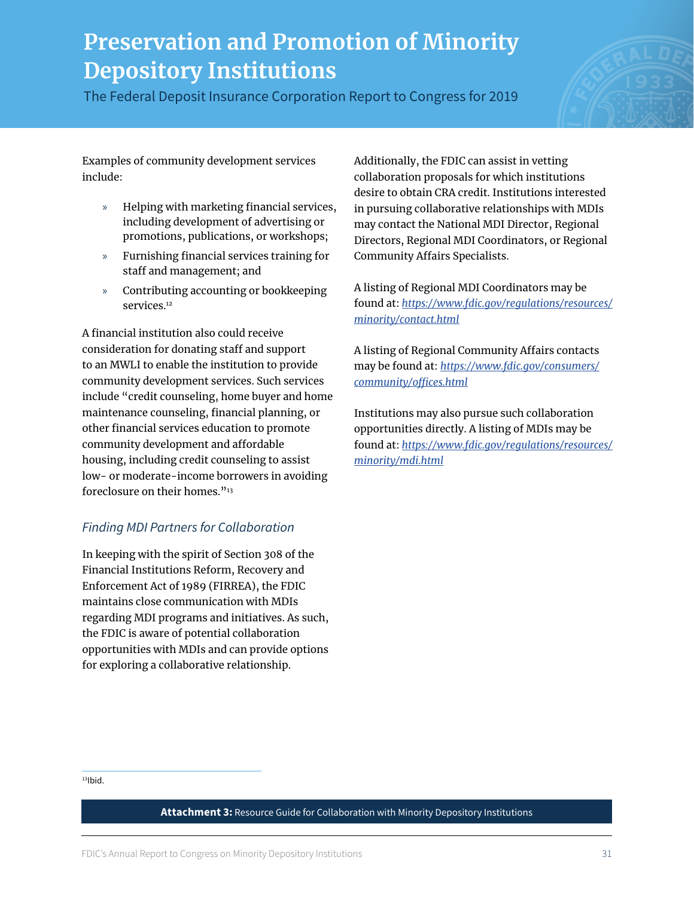Examples of community development services include:

- Helping with marketing financial services, including development of advertising or promotions, publications, or workshops;
- Furnishing financial services training for staff and management; and
- Contributing accounting or bookkeeping services.[12]

A financial institution also could receive consideration for donating staff and support to an MWLI to enable the institution to provide community development services. Such services include "credit counseling, home buyer and home maintenance counseling, financial planning, or other financial services education to promote community development and affordable housing, including credit counseling to assist low- or moderate-income borrowers in avoiding foreclosure on their homes."[13]

### *Finding MDI Partners for Collaboration*

In keeping with the spirit of Section 308 of the Financial Institutions Reform, Recovery and Enforcement Act of 1989 (FIRREA), the FDIC maintains close communication with MDIs regarding MDI programs and initiatives. As such, the FDIC is aware of potential collaboration opportunities with MDIs and can provide options for exploring a collaborative relationship.

Additionally, the FDIC can assist in vetting collaboration proposals for which institutions desire to obtain CRA credit. Institutions interested in pursuing collaborative relationships with MDIs may contact the National MDI Director, Regional Directors, Regional MDI Coordinators, or Regional Community Affairs Specialists.

A listing of Regional MDI Coordinators may be found at: *https://www.fdic.gov/regulations/resources/minority/contact.html*

A listing of Regional Community Affairs contacts may be found at: *https://www.fdic.gov/consumers/community/offices.html*

Institutions may also pursue such collaboration opportunities directly. A listing of MDIs may be found at: *https://www.fdic.gov/regulations/resources/minority/mdi.html*

[13]Ibid.